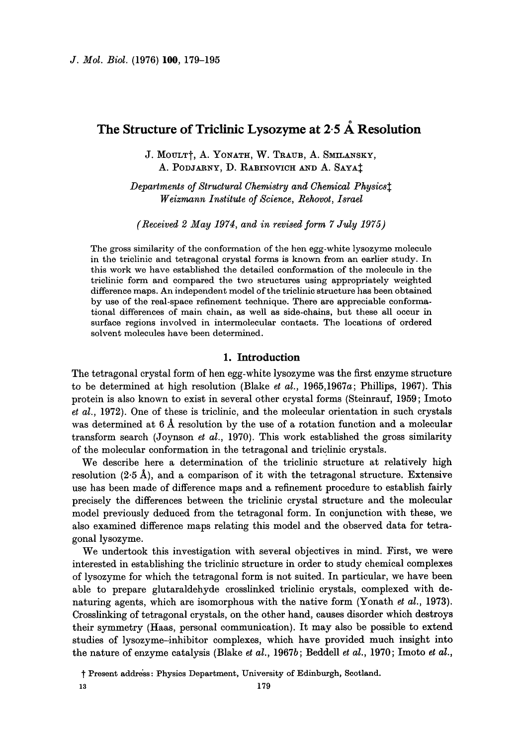# The Structure of Triclinic Lysozyme at 2·5 Å Resolution

J. Moult†, A. Yonath, W. Traub, A. Smilansky, A. Podjarny, D. Rabinovich and A. Saya‡

*Departments of Structural Chemistry and Chemical Physics‡*
*Weizmann Institute of Science, Rehovot, Israel*

*(Received 2 May 1974, and in revised form 7 July 1975)*

The gross similarity of the conformation of the hen egg-white lysozyme molecule in the triclinic and tetragonal crystal forms is known from an earlier study. In this work we have established the detailed conformation of the molecule in the triclinic form and compared the two structures using appropriately weighted difference maps. An independent model of the triclinic structure has been obtained by use of the real-space refinement technique. There are appreciable conformational differences of main chain, as well as side-chains, but these all occur in surface regions involved in intermolecular contacts. The locations of ordered solvent molecules have been determined.

## 1. Introduction

The tetragonal crystal form of hen egg-white lysozyme was the first enzyme structure to be determined at high resolution (Blake *et al.*, 1965,1967*a*; Phillips, 1967). This protein is also known to exist in several other crystal forms (Steinrauf, 1959; Imoto *et al.*, 1972). One of these is triclinic, and the molecular orientation in such crystals was determined at 6 Å resolution by the use of a rotation function and a molecular transform search (Joynson *et al.*, 1970). This work established the gross similarity of the molecular conformation in the tetragonal and triclinic crystals.

We describe here a determination of the triclinic structure at relatively high resolution (2·5 Å), and a comparison of it with the tetragonal structure. Extensive use has been made of difference maps and a refinement procedure to establish fairly precisely the differences between the triclinic crystal structure and the molecular model previously deduced from the tetragonal form. In conjunction with these, we also examined difference maps relating this model and the observed data for tetragonal lysozyme.

We undertook this investigation with several objectives in mind. First, we were interested in establishing the triclinic structure in order to study chemical complexes of lysozyme for which the tetragonal form is not suited. In particular, we have been able to prepare glutaraldehyde crosslinked triclinic crystals, complexed with denaturing agents, which are isomorphous with the native form (Yonath *et al.*, 1973). Crosslinking of tetragonal crystals, on the other hand, causes disorder which destroys their symmetry (Haas, personal communication). It may also be possible to extend studies of lysozyme–inhibitor complexes, which have provided much insight into the nature of enzyme catalysis (Blake *et al.*, 1967*b*; Beddell *et al.*, 1970; Imoto *et al.*,

† Present address: Physics Department, University of Edinburgh, Scotland.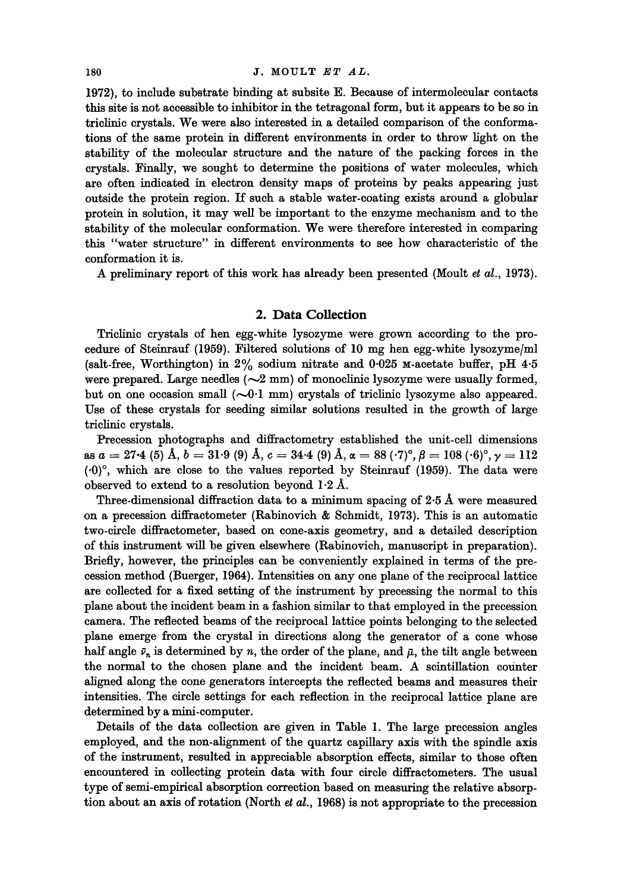1972), to include substrate binding at subsite E. Because of intermolecular contacts this site is not accessible to inhibitor in the tetragonal form, but it appears to be so in triclinic crystals. We were also interested in a detailed comparison of the conformations of the same protein in different environments in order to throw light on the stability of the molecular structure and the nature of the packing forces in the crystals. Finally, we sought to determine the positions of water molecules, which are often indicated in electron density maps of proteins by peaks appearing just outside the protein region. If such a stable water-coating exists around a globular protein in solution, it may well be important to the enzyme mechanism and to the stability of the molecular conformation. We were therefore interested in comparing this "water structure" in different environments to see how characteristic of the conformation it is.

A preliminary report of this work has already been presented (Moult *et al.*, 1973).

## 2. Data Collection

Triclinic crystals of hen egg-white lysozyme were grown according to the procedure of Steinrauf (1959). Filtered solutions of 10 mg hen egg-white lysozyme/ml (salt-free, Worthington) in 2% sodium nitrate and 0·025 M-acetate buffer, pH 4·5 were prepared. Large needles (~2 mm) of monoclinic lysozyme were usually formed, but on one occasion small (~0·1 mm) crystals of triclinic lysozyme also appeared. Use of these crystals for seeding similar solutions resulted in the growth of large triclinic crystals.

Precession photographs and diffractometry established the unit-cell dimensions as $a = 27{\cdot}4\ (5)$ Å, $b = 31{\cdot}9\ (9)$ Å, $c = 34{\cdot}4\ (9)$ Å, $\alpha = 88\ ({\cdot}7)^\circ$, $\beta = 108\ ({\cdot}6)^\circ$, $\gamma = 112\ ({\cdot}0)^\circ$, which are close to the values reported by Steinrauf (1959). The data were observed to extend to a resolution beyond 1·2 Å.

Three-dimensional diffraction data to a minimum spacing of 2·5 Å were measured on a precession diffractometer (Rabinovich & Schmidt, 1973). This is an automatic two-circle diffractometer, based on cone-axis geometry, and a detailed description of this instrument will be given elsewhere (Rabinovich, manuscript in preparation). Briefly, however, the principles can be conveniently explained in terms of the precession method (Buerger, 1964). Intensities on any one plane of the reciprocal lattice are collected for a fixed setting of the instrument by precessing the normal to this plane about the incident beam in a fashion similar to that employed in the precession camera. The reflected beams of the reciprocal lattice points belonging to the selected plane emerge from the crystal in directions along the generator of a cone whose half angle $\bar{\nu}_n$ is determined by $n$, the order of the plane, and $\bar{\mu}$, the tilt angle between the normal to the chosen plane and the incident beam. A scintillation counter aligned along the cone generators intercepts the reflected beams and measures their intensities. The circle settings for each reflection in the reciprocal lattice plane are determined by a mini-computer.

Details of the data collection are given in Table 1. The large precession angles employed, and the non-alignment of the quartz capillary axis with the spindle axis of the instrument, resulted in appreciable absorption effects, similar to those often encountered in collecting protein data with four circle diffractometers. The usual type of semi-empirical absorption correction based on measuring the relative absorption about an axis of rotation (North *et al.*, 1968) is not appropriate to the precession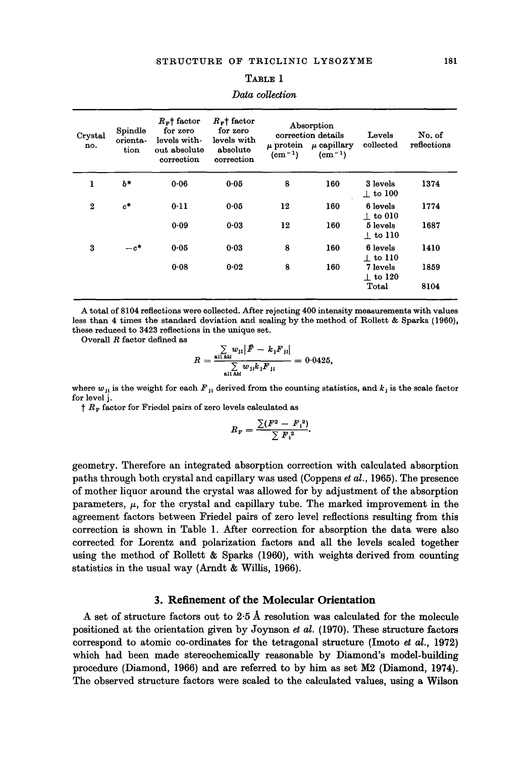TABLE 1

*Data collection*

| Crystal no. | Spindle orientation | $R_F$† factor for zero levels without absolute correction | $R_F$† factor for zero levels with absolute correction | Absorption correction details | | Levels collected | No. of reflections |
|---|---|---|---|---|---|---|---|
| | | | | $\mu$ protein (cm$^{-1}$) | $\mu$ capillary (cm$^{-1}$) | | |
| 1 | $b^*$ | 0·06 | 0·05 | 8 | 160 | 3 levels ⊥ to 100 | 1374 |
| 2 | $c^*$ | 0·11 | 0·05 | 12 | 160 | 6 levels ⊥ to 010 | 1774 |
| | | 0·09 | 0·03 | 12 | 160 | 5 levels ⊥ to 110 | 1687 |
| 3 | $-c^*$ | 0·05 | 0·03 | 8 | 160 | 6 levels ⊥ to 110 | 1410 |
| | | 0·08 | 0·02 | 8 | 160 | 7 levels ⊥ to 120 | 1859 |
| | | | | | | Total | 8104 |

A total of 8104 reflections were collected. After rejecting 400 intensity measurements with values less than 4 times the standard deviation and scaling by the method of Rollett & Sparks (1960), these reduced to 3423 reflections in the unique set.

Overall $R$ factor defined as

$$R = \frac{\sum_{\text{all } hkl} w_{ji}|\bar{F} - k_j F_{ji}|}{\sum_{\text{all } hkl} w_{ji} k_j F_{ji}} = 0{\cdot}0425,$$

where $w_{ji}$ is the weight for each $F_{ji}$ derived from the counting statistics, and $k_j$ is the scale factor for level j.

† $R_F$ factor for Friedel pairs of zero levels calculated as

$$R_F = \frac{\sum(F^2 - F_i^2)}{\sum F_i^2}.$$

geometry. Therefore an integrated absorption correction with calculated absorption paths through both crystal and capillary was used (Coppens *et al.*, 1965). The presence of mother liquor around the crystal was allowed for by adjustment of the absorption parameters, $\mu$, for the crystal and capillary tube. The marked improvement in the agreement factors between Friedel pairs of zero level reflections resulting from this correction is shown in Table 1. After correction for absorption the data were also corrected for Lorentz and polarization factors and all the levels scaled together using the method of Rollett & Sparks (1960), with weights derived from counting statistics in the usual way (Arndt & Willis, 1966).

## 3. Refinement of the Molecular Orientation

A set of structure factors out to 2·5 Å resolution was calculated for the molecule positioned at the orientation given by Joynson *et al.* (1970). These structure factors correspond to atomic co-ordinates for the tetragonal structure (Imoto *et al.*, 1972) which had been made stereochemically reasonable by Diamond's model-building procedure (Diamond, 1966) and are referred to by him as set M2 (Diamond, 1974). The observed structure factors were scaled to the calculated values, using a Wilson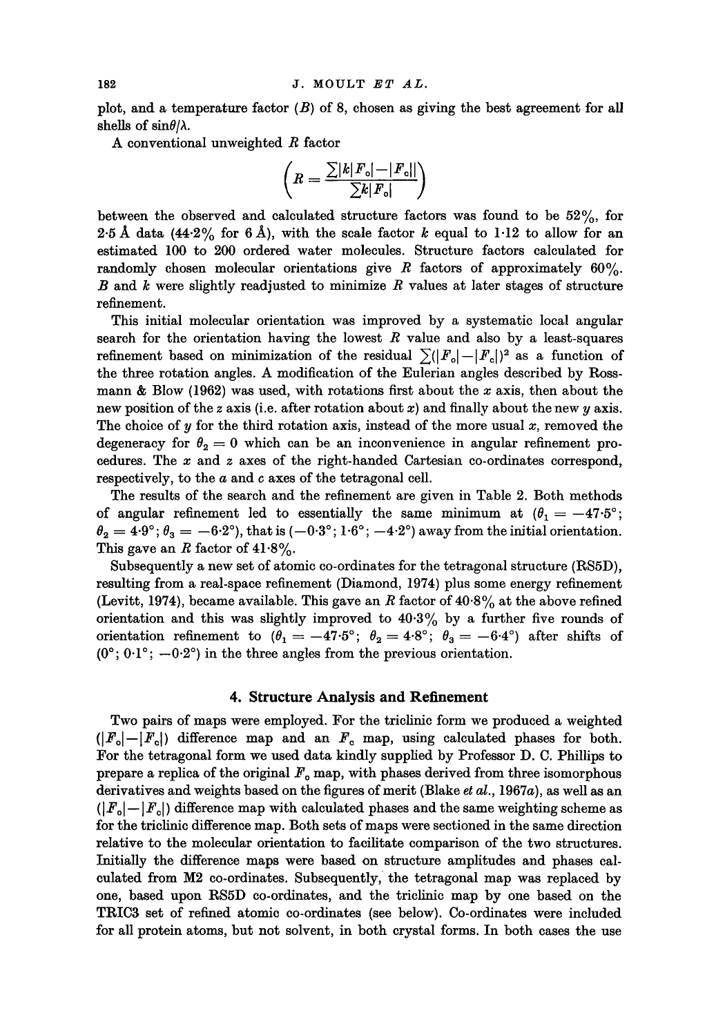plot, and a temperature factor ($B$) of 8, chosen as giving the best agreement for all shells of $\sin\theta/\lambda$.

A conventional unweighted $R$ factor

$$\left(R = \frac{\sum |k|F_o| - |F_c||}{\sum k|F_o|}\right)$$

between the observed and calculated structure factors was found to be 52%, for 2·5 Å data (44·2% for 6 Å), with the scale factor $k$ equal to 1·12 to allow for an estimated 100 to 200 ordered water molecules. Structure factors calculated for randomly chosen molecular orientations give $R$ factors of approximately 60%. $B$ and $k$ were slightly readjusted to minimize $R$ values at later stages of structure refinement.

This initial molecular orientation was improved by a systematic local angular search for the orientation having the lowest $R$ value and also by a least-squares refinement based on minimization of the residual $\sum(|F_o| - |F_c|)^2$ as a function of the three rotation angles. A modification of the Eulerian angles described by Rossmann & Blow (1962) was used, with rotations first about the $x$ axis, then about the new position of the $z$ axis (i.e. after rotation about $x$) and finally about the new $y$ axis. The choice of $y$ for the third rotation axis, instead of the more usual $x$, removed the degeneracy for $\theta_2 = 0$ which can be an inconvenience in angular refinement procedures. The $x$ and $z$ axes of the right-handed Cartesian co-ordinates correspond, respectively, to the $a$ and $c$ axes of the tetragonal cell.

The results of the search and the refinement are given in Table 2. Both methods of angular refinement led to essentially the same minimum at ($\theta_1 = -47·5°$; $\theta_2 = 4·9°$; $\theta_3 = -6·2°$), that is (−0·3°; 1·6°; −4·2°) away from the initial orientation. This gave an $R$ factor of 41·8%.

Subsequently a new set of atomic co-ordinates for the tetragonal structure (RS5D), resulting from a real-space refinement (Diamond, 1974) plus some energy refinement (Levitt, 1974), became available. This gave an $R$ factor of 40·8% at the above refined orientation and this was slightly improved to 40·3% by a further five rounds of orientation refinement to ($\theta_1 = -47·5°$; $\theta_2 = 4·8°$; $\theta_3 = -6·4°$) after shifts of (0°; 0·1°; −0·2°) in the three angles from the previous orientation.

## 4. Structure Analysis and Refinement

Two pairs of maps were employed. For the triclinic form we produced a weighted ($|F_o| - |F_c|$) difference map and an $F_o$ map, using calculated phases for both. For the tetragonal form we used data kindly supplied by Professor D. C. Phillips to prepare a replica of the original $F_o$ map, with phases derived from three isomorphous derivatives and weights based on the figures of merit (Blake *et al.*, 1967*a*), as well as an ($|F_o| - |F_c|$) difference map with calculated phases and the same weighting scheme as for the triclinic difference map. Both sets of maps were sectioned in the same direction relative to the molecular orientation to facilitate comparison of the two structures. Initially the difference maps were based on structure amplitudes and phases calculated from M2 co-ordinates. Subsequently, the tetragonal map was replaced by one, based upon RS5D co-ordinates, and the triclinic map by one based on the TRIC3 set of refined atomic co-ordinates (see below). Co-ordinates were included for all protein atoms, but not solvent, in both crystal forms. In both cases the use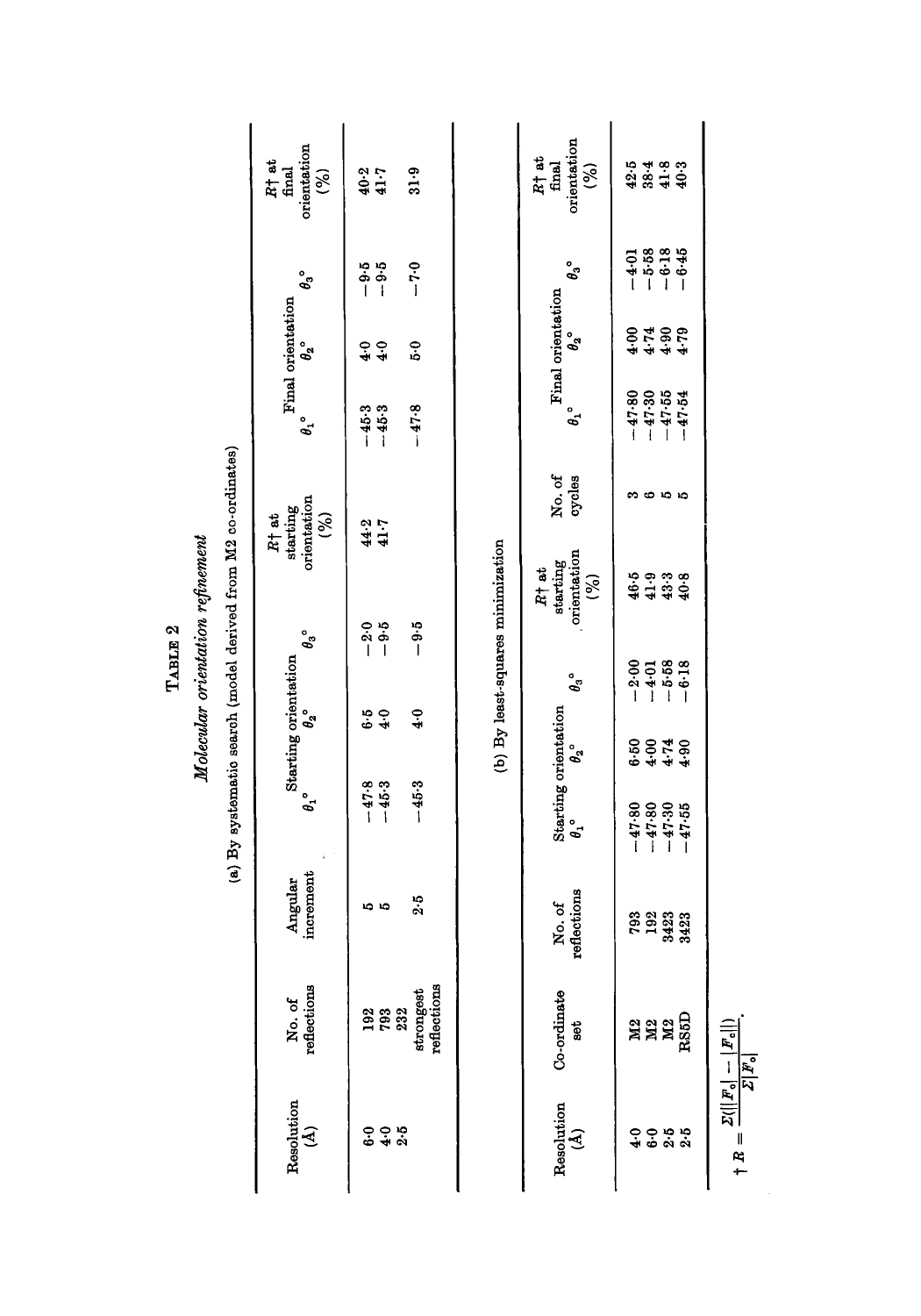# TABLE 2

## *Molecular orientation refinement*

### (a) By systematic search (model derived from M2 co-ordinates)

| Resolution (Å) | No. of reflections | Angular increment | Starting orientation $\theta_1°$ | $\theta_2°$ | $\theta_3°$ | R† at starting orientation (%) | Final orientation $\theta_1°$ | $\theta_2°$ | $\theta_3°$ | R† at final orientation (%) |
|---|---|---|---|---|---|---|---|---|---|---|
| 6·0 | 192 | 5 | −47·8 | 6·5 | −2·0 | 44·2 | −45·3 | 4·0 | −9·5 | 40·2 |
| 4·0 | 793 | 5 | −45·3 | 4·0 | −9·5 | 41·7 | −45·3 | 4·0 | −9·5 | 41·7 |
| 2·5 | 232 strongest reflections | 2·5 | −45·3 | 4·0 | −9·5 | | −47·8 | 5·0 | −7·0 | 31·9 |

### (b) By least-squares minimization

| Resolution (Å) | Co-ordinate set | No. of reflections | Starting orientation $\theta_1°$ | $\theta_2°$ | $\theta_3°$ | R† at starting orientation (%) | No. of cycles | Final orientation $\theta_1°$ | $\theta_2°$ | $\theta_3°$ | R† at final orientation (%) |
|---|---|---|---|---|---|---|---|---|---|---|---|
| 4·0 | M2 | 793 | −47·80 | 6·50 | −2·00 | 46·5 | 3 | −47·80 | 4·00 | −4·01 | 42·5 |
| 6·0 | M2 | 192 | −47·80 | 4·00 | −4·01 | 41·9 | 6 | −47·30 | 4·74 | −5·58 | 38·4 |
| 2·5 | M2 | 3423 | −47·30 | 4·74 | −5·58 | 43·3 | 5 | −47·55 | 4·90 | −6·18 | 41·8 |
| 2·5 | RS5D | 3423 | −47·55 | 4·90 | −6·18 | 40·8 | 5 | −47·54 | 4·79 | −6·45 | 40·3 |

† $R = \dfrac{\Sigma(||F_o| - |F_c||)}{\Sigma|F_o|}$.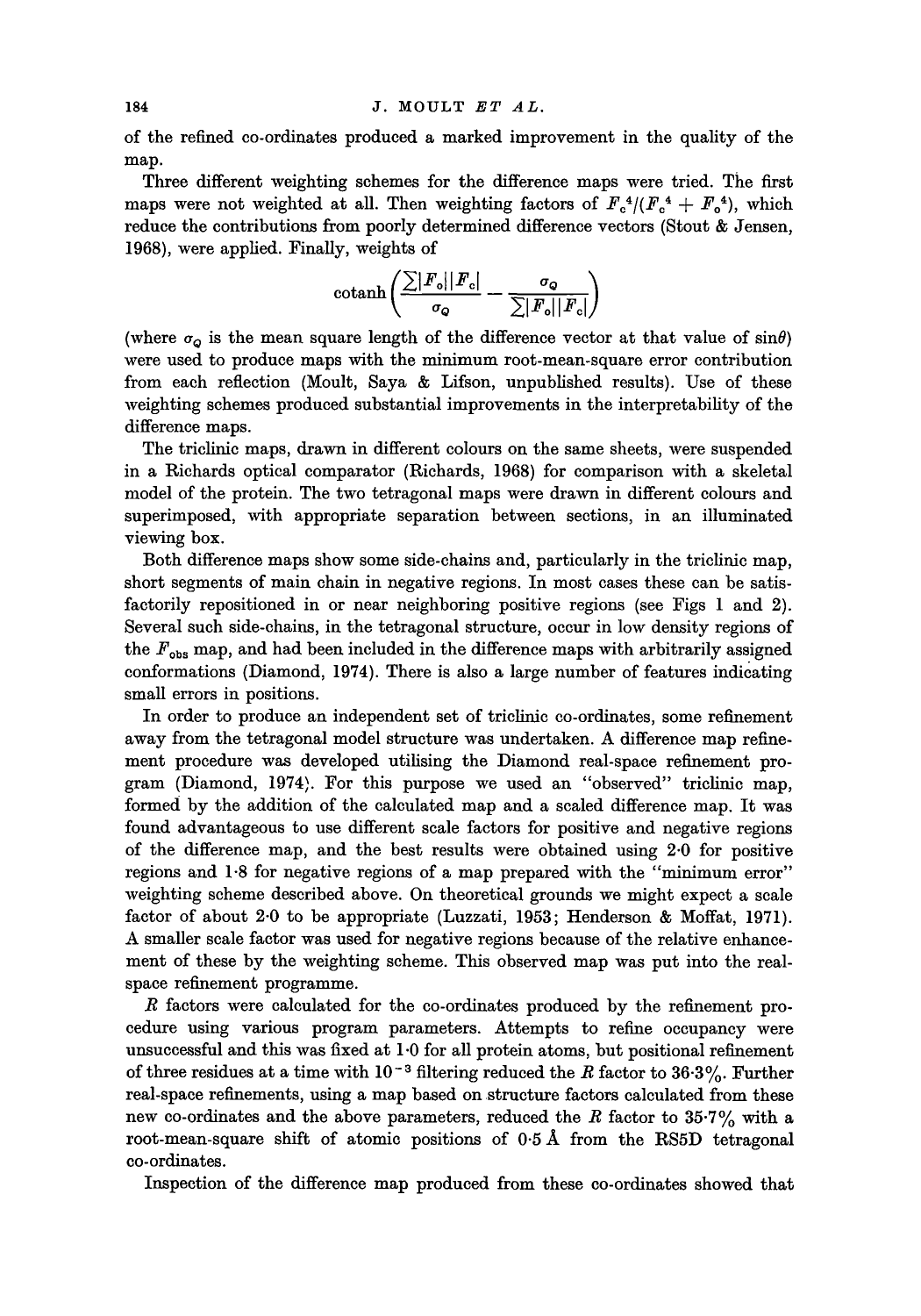of the refined co-ordinates produced a marked improvement in the quality of the map.

Three different weighting schemes for the difference maps were tried. The first maps were not weighted at all. Then weighting factors of $F_c^4/(F_c^4 + F_o^4)$, which reduce the contributions from poorly determined difference vectors (Stout & Jensen, 1968), were applied. Finally, weights of

$$\operatorname{cotanh}\left(\frac{\sum|F_o||F_c|}{\sigma_Q} - \frac{\sigma_Q}{\sum|F_o||F_c|}\right)$$

(where $\sigma_Q$ is the mean square length of the difference vector at that value of $\sin\theta$) were used to produce maps with the minimum root-mean-square error contribution from each reflection (Moult, Saya & Lifson, unpublished results). Use of these weighting schemes produced substantial improvements in the interpretability of the difference maps.

The triclinic maps, drawn in different colours on the same sheets, were suspended in a Richards optical comparator (Richards, 1968) for comparison with a skeletal model of the protein. The two tetragonal maps were drawn in different colours and superimposed, with appropriate separation between sections, in an illuminated viewing box.

Both difference maps show some side-chains and, particularly in the triclinic map, short segments of main chain in negative regions. In most cases these can be satisfactorily repositioned in or near neighboring positive regions (see Figs 1 and 2). Several such side-chains, in the tetragonal structure, occur in low density regions of the $F_{obs}$ map, and had been included in the difference maps with arbitrarily assigned conformations (Diamond, 1974). There is also a large number of features indicating small errors in positions.

In order to produce an independent set of triclinic co-ordinates, some refinement away from the tetragonal model structure was undertaken. A difference map refinement procedure was developed utilising the Diamond real-space refinement program (Diamond, 1974). For this purpose we used an "observed" triclinic map, formed by the addition of the calculated map and a scaled difference map. It was found advantageous to use different scale factors for positive and negative regions of the difference map, and the best results were obtained using 2·0 for positive regions and 1·8 for negative regions of a map prepared with the "minimum error" weighting scheme described above. On theoretical grounds we might expect a scale factor of about 2·0 to be appropriate (Luzzati, 1953; Henderson & Moffat, 1971). A smaller scale factor was used for negative regions because of the relative enhancement of these by the weighting scheme. This observed map was put into the real-space refinement programme.

$R$ factors were calculated for the co-ordinates produced by the refinement procedure using various program parameters. Attempts to refine occupancy were unsuccessful and this was fixed at 1·0 for all protein atoms, but positional refinement of three residues at a time with $10^{-3}$ filtering reduced the $R$ factor to 36·3%. Further real-space refinements, using a map based on structure factors calculated from these new co-ordinates and the above parameters, reduced the $R$ factor to 35·7% with a root-mean-square shift of atomic positions of 0·5 Å from the RS5D tetragonal co-ordinates.

Inspection of the difference map produced from these co-ordinates showed that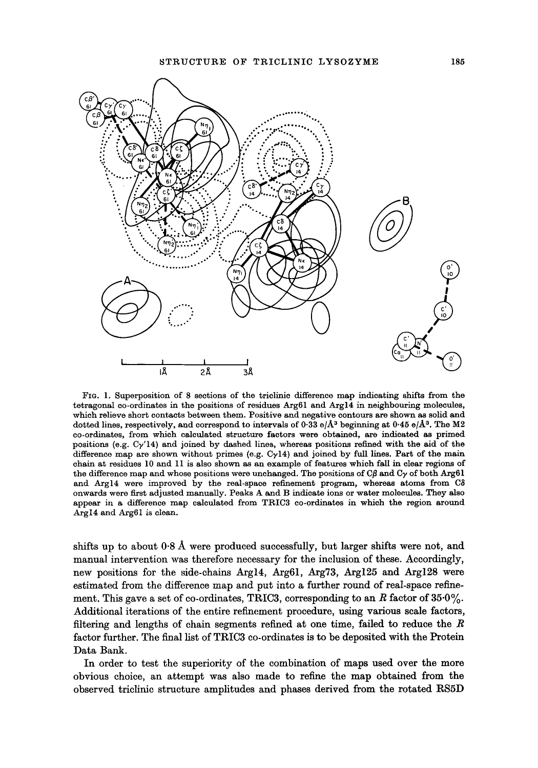FIG. 1. Superposition of 8 sections of the triclinic difference map indicating shifts from the tetragonal co-ordinates in the positions of residues Arg61 and Arg14 in neighbouring molecules, which relieve short contacts between them. Positive and negative contours are shown as solid and dotted lines, respectively, and correspond to intervals of 0·33 e/Å$^3$ beginning at 0·45 e/Å$^3$. The M2 co-ordinates, from which calculated structure factors were obtained, are indicated as primed positions (e.g. Cγ′14) and joined by dashed lines, whereas positions refined with the aid of the difference map are shown without primes (e.g. Cγ14) and joined by full lines. Part of the main chain at residues 10 and 11 is also shown as an example of features which fall in clear regions of the difference map and whose positions were unchanged. The positions of Cβ and Cγ of both Arg61 and Arg14 were improved by the real-space refinement program, whereas atoms from Cδ onwards were first adjusted manually. Peaks A and B indicate ions or water molecules. They also appear in a difference map calculated from TRIC3 co-ordinates in which the region around Arg14 and Arg61 is clean.

shifts up to about 0·8 Å were produced successfully, but larger shifts were not, and manual intervention was therefore necessary for the inclusion of these. Accordingly, new positions for the side-chains Arg14, Arg61, Arg73, Arg125 and Arg128 were estimated from the difference map and put into a further round of real-space refinement. This gave a set of co-ordinates, TRIC3, corresponding to an $R$ factor of 35·0%. Additional iterations of the entire refinement procedure, using various scale factors, filtering and lengths of chain segments refined at one time, failed to reduce the $R$ factor further. The final list of TRIC3 co-ordinates is to be deposited with the Protein Data Bank.

In order to test the superiority of the combination of maps used over the more obvious choice, an attempt was also made to refine the map obtained from the observed triclinic structure amplitudes and phases derived from the rotated RS5D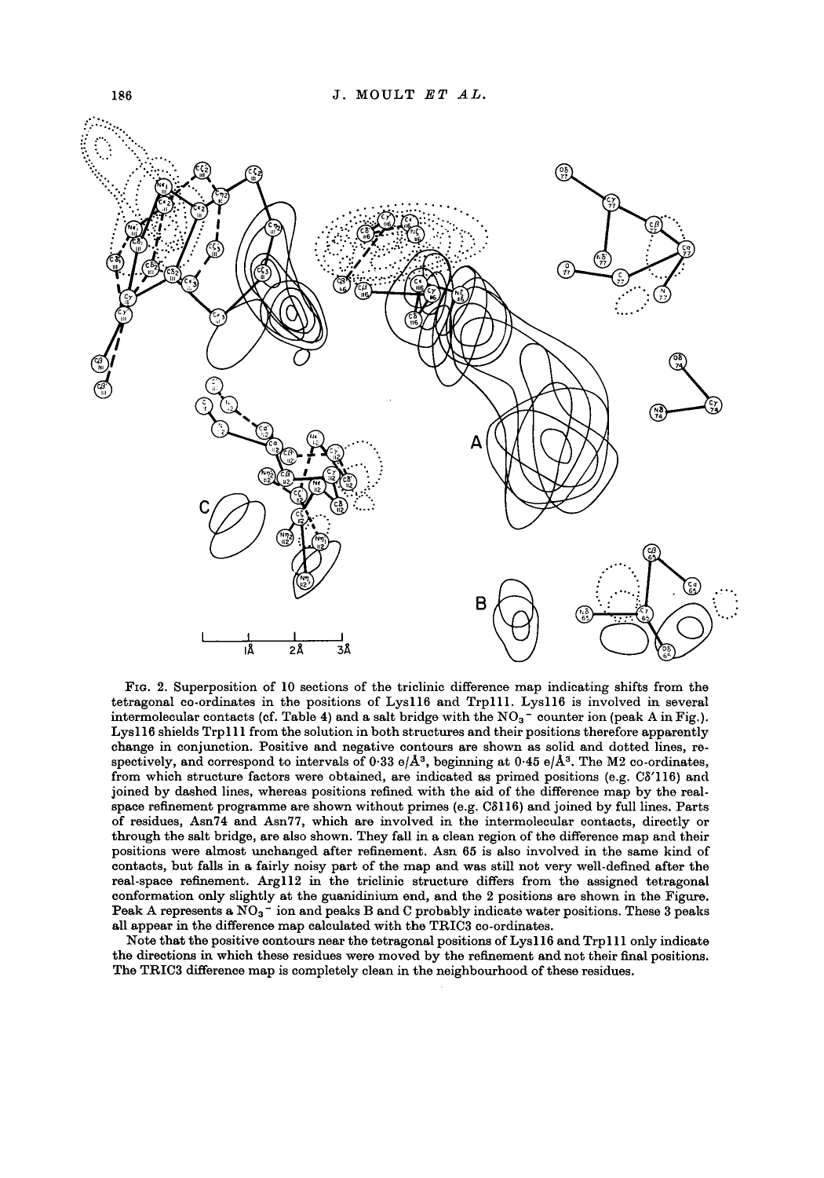FIG. 2. Superposition of 10 sections of the triclinic difference map indicating shifts from the tetragonal co-ordinates in the positions of Lys116 and Trp111. Lys116 is involved in several intermolecular contacts (cf. Table 4) and a salt bridge with the $NO_3^-$ counter ion (peak A in Fig.). Lys116 shields Trp111 from the solution in both structures and their positions therefore apparently change in conjunction. Positive and negative contours are shown as solid and dotted lines, respectively, and correspond to intervals of 0·33 e/Å$^3$, beginning at 0·45 e/Å$^3$. The M2 co-ordinates, from which structure factors were obtained, are indicated as primed positions (e.g. Cδ′116) and joined by dashed lines, whereas positions refined with the aid of the difference map by the real-space refinement programme are shown without primes (e.g. Cδ116) and joined by full lines. Parts of residues, Asn74 and Asn77, which are involved in the intermolecular contacts, directly or through the salt bridge, are also shown. They fall in a clean region of the difference map and their positions were almost unchanged after refinement. Asn 65 is also involved in the same kind of contacts, but falls in a fairly noisy part of the map and was still not very well-defined after the real-space refinement. Arg112 in the triclinic structure differs from the assigned tetragonal conformation only slightly at the guanidinium end, and the 2 positions are shown in the Figure. Peak A represents a $NO_3^-$ ion and peaks B and C probably indicate water positions. These 3 peaks all appear in the difference map calculated with the TRIC3 co-ordinates.

Note that the positive contours near the tetragonal positions of Lys116 and Trp111 only indicate the directions in which these residues were moved by the refinement and not their final positions. The TRIC3 difference map is completely clean in the neighbourhood of these residues.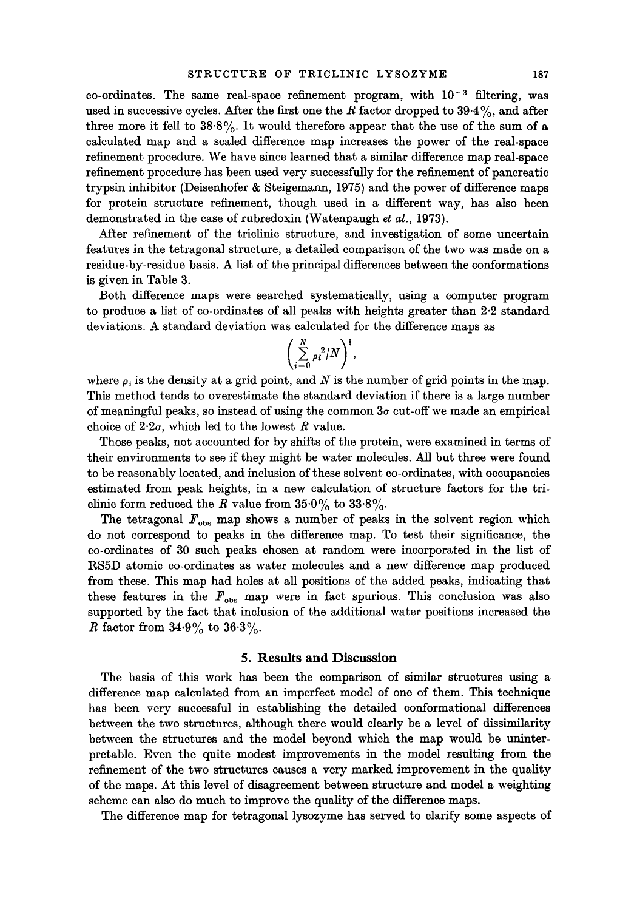co-ordinates. The same real-space refinement program, with $10^{-3}$ filtering, was used in successive cycles. After the first one the $R$ factor dropped to 39·4%, and after three more it fell to 38·8%. It would therefore appear that the use of the sum of a calculated map and a scaled difference map increases the power of the real-space refinement procedure. We have since learned that a similar difference map real-space refinement procedure has been used very successfully for the refinement of pancreatic trypsin inhibitor (Deisenhofer & Steigemann, 1975) and the power of difference maps for protein structure refinement, though used in a different way, has also been demonstrated in the case of rubredoxin (Watenpaugh *et al.*, 1973).

After refinement of the triclinic structure, and investigation of some uncertain features in the tetragonal structure, a detailed comparison of the two was made on a residue-by-residue basis. A list of the principal differences between the conformations is given in Table 3.

Both difference maps were searched systematically, using a computer program to produce a list of co-ordinates of all peaks with heights greater than 2·2 standard deviations. A standard deviation was calculated for the difference maps as

$$\left(\sum_{i=0}^{N} \rho_i^2/N\right)^{\frac{1}{2}},$$

where $\rho_i$ is the density at a grid point, and $N$ is the number of grid points in the map. This method tends to overestimate the standard deviation if there is a large number of meaningful peaks, so instead of using the common $3\sigma$ cut-off we made an empirical choice of $2{\cdot}2\sigma$, which led to the lowest $R$ value.

Those peaks, not accounted for by shifts of the protein, were examined in terms of their environments to see if they might be water molecules. All but three were found to be reasonably located, and inclusion of these solvent co-ordinates, with occupancies estimated from peak heights, in a new calculation of structure factors for the triclinic form reduced the $R$ value from 35·0% to 33·8%.

The tetragonal $F_{\text{obs}}$ map shows a number of peaks in the solvent region which do not correspond to peaks in the difference map. To test their significance, the co-ordinates of 30 such peaks chosen at random were incorporated in the list of RS5D atomic co-ordinates as water molecules and a new difference map produced from these. This map had holes at all positions of the added peaks, indicating that these features in the $F_{\text{obs}}$ map were in fact spurious. This conclusion was also supported by the fact that inclusion of the additional water positions increased the $R$ factor from 34·9% to 36·3%.

## 5. Results and Discussion

The basis of this work has been the comparison of similar structures using a difference map calculated from an imperfect model of one of them. This technique has been very successful in establishing the detailed conformational differences between the two structures, although there would clearly be a level of dissimilarity between the structures and the model beyond which the map would be uninterpretable. Even the quite modest improvements in the model resulting from the refinement of the two structures causes a very marked improvement in the quality of the maps. At this level of disagreement between structure and model a weighting scheme can also do much to improve the quality of the difference maps.

The difference map for tetragonal lysozyme has served to clarify some aspects of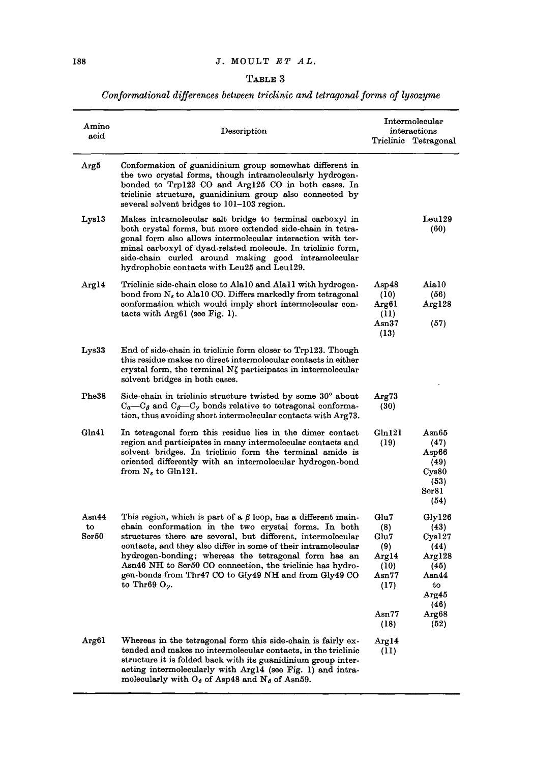## TABLE 3

*Conformational differences between triclinic and tetragonal forms of lysozyme*

| Amino acid | Description | Intermolecular interactions Triclinic | Tetragonal |
|---|---|---|---|
| Arg5 | Conformation of guanidinium group somewhat different in the two crystal forms, though intramolecularly hydrogen-bonded to Trp123 CO and Arg125 CO in both cases. In triclinic structure, guanidinium group also connected by several solvent bridges to 101–103 region. | | |
| Lys13 | Makes intramolecular salt bridge to terminal carboxyl in both crystal forms, but more extended side-chain in tetragonal form also allows intermolecular interaction with terminal carboxyl of dyad-related molecule. In triclinic form, side-chain curled around making good intramolecular hydrophobic contacts with Leu25 and Leu129. | | Leu129 (60) |
| Arg14 | Triclinic side-chain close to Ala10 and Ala11 with hydrogen-bond from $N_\varepsilon$ to Ala10 CO. Differs markedly from tetragonal conformation which would imply short intermolecular contacts with Arg61 (see Fig. 1). | Asp48 (10) Arg61 (11) Asn37 (13) | Ala10 (56) Arg128 (57) |
| Lys33 | End of side-chain in triclinic form closer to Trp123. Though this residue makes no direct intermolecular contacts in either crystal form, the terminal $N\zeta$ participates in intermolecular solvent bridges in both cases. | | |
| Phe38 | Side-chain in triclinic structure twisted by some 30° about $C_\alpha$—$C_\beta$ and $C_\beta$—$C_\gamma$ bonds relative to tetragonal conformation, thus avoiding short intermolecular contacts with Arg73. | Arg73 (30) | |
| Gln41 | In tetragonal form this residue lies in the dimer contact region and participates in many intermolecular contacts and solvent bridges. In triclinic form the terminal amide is oriented differently with an intermolecular hydrogen-bond from $N_\varepsilon$ to Gln121. | Gln121 (19) | Asn65 (47) Asp66 (49) Cys80 (53) Ser81 (54) |
| Asn44 to Ser50 | This region, which is part of a $\beta$ loop, has a different main-chain conformation in the two crystal forms. In both structures there are several, but different, intermolecular contacts, and they also differ in some of their intramolecular hydrogen-bonding; whereas the tetragonal form has an Asn46 NH to Ser50 CO connection, the triclinic has hydrogen-bonds from Thr47 CO to Gly49 NH and from Gly49 CO to Thr69 $O_\gamma$. | Glu7 (8) Glu7 (9) Arg14 (10) Asn77 (17) Asn77 (18) | Gly126 (43) Cys127 (44) Arg128 (45) Asn44 to Arg45 (46) Arg68 (52) |
| Arg61 | Whereas in the tetragonal form this side-chain is fairly extended and makes no intermolecular contacts, in the triclinic structure it is folded back with its guanidinium group interacting intermolecularly with Arg14 (see Fig. 1) and intramolecularly with $O_\delta$ of Asp48 and $N_\delta$ of Asn59. | Arg14 (11) | |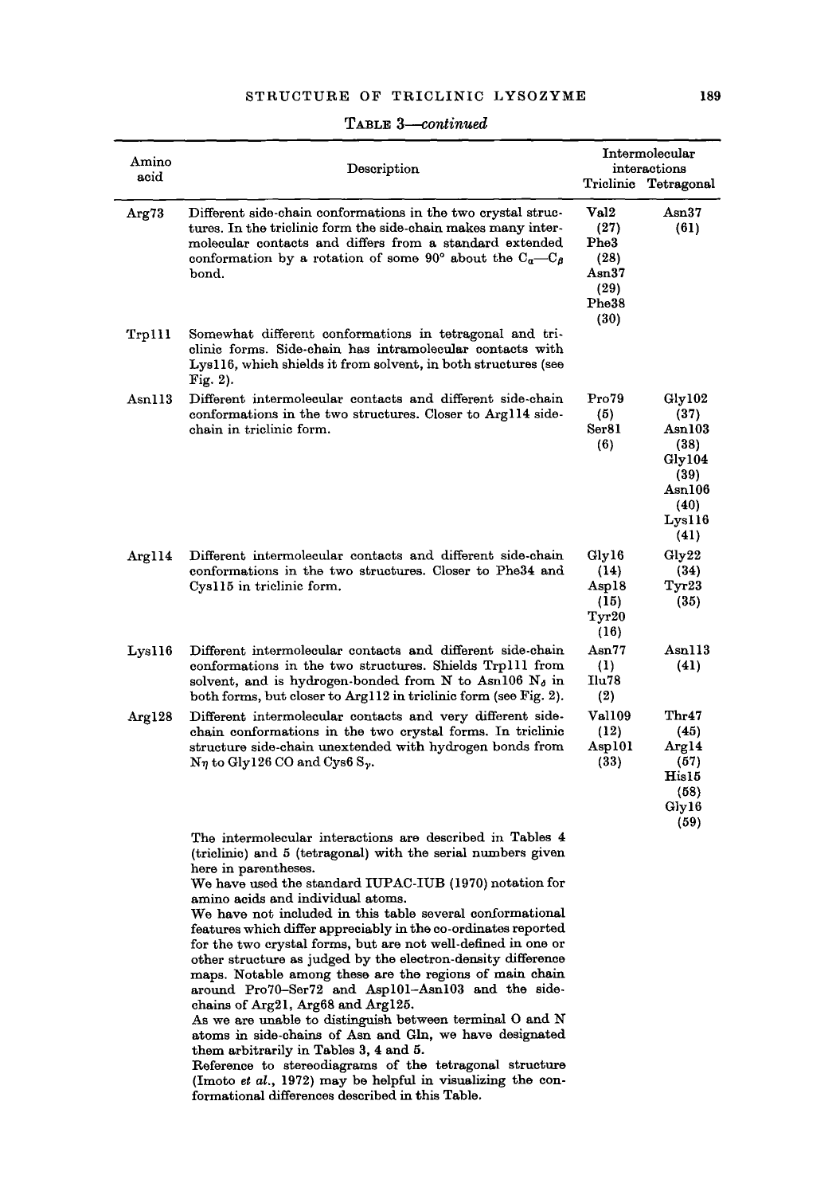TABLE 3—*continued*

| Amino acid | Description | Intermolecular interactions Triclinic | Tetragonal |
|---|---|---|---|
| Arg73 | Different side-chain conformations in the two crystal structures. In the triclinic form the side-chain makes many intermolecular contacts and differs from a standard extended conformation by a rotation of some 90° about the $C_\alpha$—$C_\beta$ bond. | Val2 (27) Phe3 (28) Asn37 (29) Phe38 (30) | Asn37 (61) |
| Trp111 | Somewhat different conformations in tetragonal and triclinic forms. Side-chain has intramolecular contacts with Lys116, which shields it from solvent, in both structures (see Fig. 2). | | |
| Asn113 | Different intermolecular contacts and different side-chain conformations in the two structures. Closer to Arg114 side-chain in triclinic form. | Pro79 (5) Ser81 (6) | Gly102 (37) Asn103 (38) Gly104 (39) Asn106 (40) Lys116 (41) |
| Arg114 | Different intermolecular contacts and different side-chain conformations in the two structures. Closer to Phe34 and Cys115 in triclinic form. | Gly16 (14) Asp18 (15) Tyr20 (16) | Gly22 (34) Tyr23 (35) |
| Lys116 | Different intermolecular contacts and different side-chain conformations in the two structures. Shields Trp111 from solvent, and is hydrogen-bonded from N to Asn106 $N_\delta$ in both forms, but closer to Arg112 in triclinic form (see Fig. 2). | Asn77 (1) Ilu78 (2) | Asn113 (41) |
| Arg128 | Different intermolecular contacts and very different side-chain conformations in the two crystal forms. In triclinic structure side-chain unextended with hydrogen bonds from $N\eta$ to Gly126 CO and Cys6 $S_\gamma$. | Val109 (12) Asp101 (33) | Thr47 (45) Arg14 (57) His15 (58) Gly16 (59) |

The intermolecular interactions are described in Tables 4 (triclinic) and 5 (tetragonal) with the serial numbers given here in parentheses.

We have used the standard IUPAC-IUB (1970) notation for amino acids and individual atoms.

We have not included in this table several conformational features which differ appreciably in the co-ordinates reported for the two crystal forms, but are not well-defined in one or other structure as judged by the electron-density difference maps. Notable among these are the regions of main chain around Pro70–Ser72 and Asp101–Asn103 and the side-chains of Arg21, Arg68 and Arg125.

As we are unable to distinguish between terminal O and N atoms in side-chains of Asn and Gln, we have designated them arbitrarily in Tables 3, 4 and 5.

Reference to stereodiagrams of the tetragonal structure (Imoto *et al.*, 1972) may be helpful in visualizing the conformational differences described in this Table.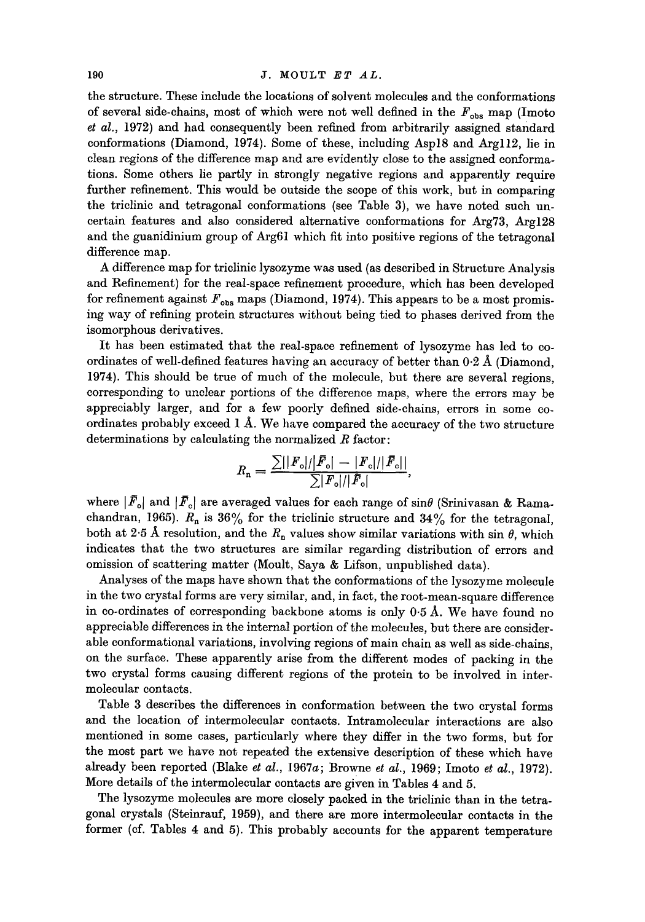the structure. These include the locations of solvent molecules and the conformations of several side-chains, most of which were not well defined in the $F_{obs}$ map (Imoto *et al.*, 1972) and had consequently been refined from arbitrarily assigned standard conformations (Diamond, 1974). Some of these, including Asp18 and Arg112, lie in clean regions of the difference map and are evidently close to the assigned conformations. Some others lie partly in strongly negative regions and apparently require further refinement. This would be outside the scope of this work, but in comparing the triclinic and tetragonal conformations (see Table 3), we have noted such uncertain features and also considered alternative conformations for Arg73, Arg128 and the guanidinium group of Arg61 which fit into positive regions of the tetragonal difference map.

A difference map for triclinic lysozyme was used (as described in Structure Analysis and Refinement) for the real-space refinement procedure, which has been developed for refinement against $F_{obs}$ maps (Diamond, 1974). This appears to be a most promising way of refining protein structures without being tied to phases derived from the isomorphous derivatives.

It has been estimated that the real-space refinement of lysozyme has led to co-ordinates of well-defined features having an accuracy of better than 0·2 Å (Diamond, 1974). This should be true of much of the molecule, but there are several regions, corresponding to unclear portions of the difference maps, where the errors may be appreciably larger, and for a few poorly defined side-chains, errors in some co-ordinates probably exceed 1 Å. We have compared the accuracy of the two structure determinations by calculating the normalized $R$ factor:

$$R_n = \frac{\sum ||F_o|/|\bar{F}_o| - |F_c|/|\bar{F}_c||}{\sum |F_o|/|\bar{F}_o|},$$

where $|\bar{F}_o|$ and $|\bar{F}_c|$ are averaged values for each range of $\sin\theta$ (Srinivasan & Ramachandran, 1965). $R_n$ is 36% for the triclinic structure and 34% for the tetragonal, both at 2·5 Å resolution, and the $R_n$ values show similar variations with $\sin\theta$, which indicates that the two structures are similar regarding distribution of errors and omission of scattering matter (Moult, Saya & Lifson, unpublished data).

Analyses of the maps have shown that the conformations of the lysozyme molecule in the two crystal forms are very similar, and, in fact, the root-mean-square difference in co-ordinates of corresponding backbone atoms is only 0·5 Å. We have found no appreciable differences in the internal portion of the molecules, but there are considerable conformational variations, involving regions of main chain as well as side-chains, on the surface. These apparently arise from the different modes of packing in the two crystal forms causing different regions of the protein to be involved in intermolecular contacts.

Table 3 describes the differences in conformation between the two crystal forms and the location of intermolecular contacts. Intramolecular interactions are also mentioned in some cases, particularly where they differ in the two forms, but for the most part we have not repeated the extensive description of these which have already been reported (Blake *et al.*, 1967*a*; Browne *et al.*, 1969; Imoto *et al.*, 1972). More details of the intermolecular contacts are given in Tables 4 and 5.

The lysozyme molecules are more closely packed in the triclinic than in the tetragonal crystals (Steinrauf, 1959), and there are more intermolecular contacts in the former (cf. Tables 4 and 5). This probably accounts for the apparent temperature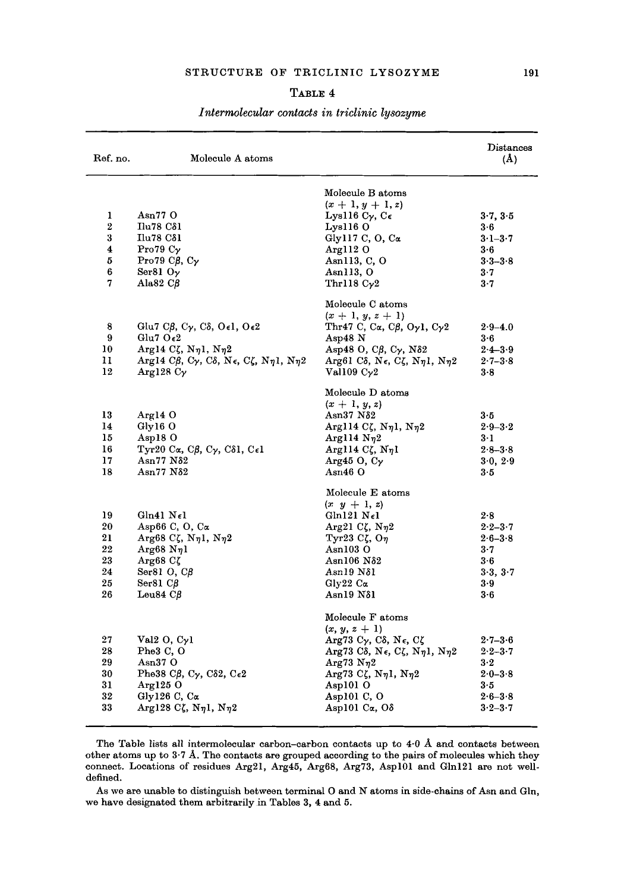TABLE 4

*Intermolecular contacts in triclinic lysozyme*

| Ref. no. | Molecule A atoms | | Distances (Å) |
|---|---|---|---|
| | | Molecule B atoms $(x+1, y+1, z)$ | |
| 1 | Asn77 O | Lys116 Cγ, Cε | 3·7, 3·5 |
| 2 | Ilu78 Cδ1 | Lys116 O | 3·6 |
| 3 | Ilu78 Cδ1 | Gly117 C, O, Cα | 3·1–3·7 |
| 4 | Pro79 Cγ | Arg112 O | 3·6 |
| 5 | Pro79 Cβ, Cγ | Asn113, C, O | 3·3–3·8 |
| 6 | Ser81 Oγ | Asn113, O | 3·7 |
| 7 | Ala82 Cβ | Thr118 Cγ2 | 3·7 |
| | | Molecule C atoms $(x+1, y, z+1)$ | |
| 8 | Glu7 Cβ, Cγ, Cδ, Oε1, Oε2 | Thr47 C, Cα, Cβ, Oγ1, Cγ2 | 2·9–4.0 |
| 9 | Glu7 Oε2 | Asp48 N | 3·6 |
| 10 | Arg14 Cζ, Nη1, Nη2 | Asp48 O, Cβ, Cγ, Nδ2 | 2·4–3·9 |
| 11 | Arg14 Cβ, Cγ, Cδ, Nε, Cζ, Nη1, Nη2 | Arg61 Cδ, Nε, Cζ, Nη1, Nη2 | 2·7–3·8 |
| 12 | Arg128 Cγ | Val109 Cγ2 | 3·8 |
| | | Molecule D atoms $(x+1, y, z)$ | |
| 13 | Arg14 O | Asn37 Nδ2 | 3·5 |
| 14 | Gly16 O | Arg114 Cζ, Nη1, Nη2 | 2·9–3·2 |
| 15 | Asp18 O | Arg114 Nη2 | 3·1 |
| 16 | Tyr20 Cα, Cβ, Cγ, Cδ1, Cε1 | Arg114 Cζ, Nη1 | 2·8–3·8 |
| 17 | Asn77 Nδ2 | Arg45 O, Cγ | 3·0, 2·9 |
| 18 | Asn77 Nδ2 | Asn46 O | 3·5 |
| | | Molecule E atoms $(x\ y+1, z)$ | |
| 19 | Gln41 Nε1 | Gln121 Nε1 | 2·8 |
| 20 | Asp66 C, O, Cα | Arg21 Cζ, Nη2 | 2·2–3·7 |
| 21 | Arg68 Cζ, Nη1, Nη2 | Tyr23 Cζ, Oη | 2·6–3·8 |
| 22 | Arg68 Nη1 | Asn103 O | 3·7 |
| 23 | Arg68 Cζ | Asn106 Nδ2 | 3·6 |
| 24 | Ser81 O, Cβ | Asn19 Nδ1 | 3·3, 3·7 |
| 25 | Ser81 Cβ | Gly22 Cα | 3·9 |
| 26 | Leu84 Cβ | Asn19 Nδ1 | 3·6 |
| | | Molecule F atoms $(x, y, z+1)$ | |
| 27 | Val2 O, Cγ1 | Arg73 Cγ, Cδ, Nε, Cζ | 2·7–3·6 |
| 28 | Phe3 C, O | Arg73 Cδ, Nε, Cζ, Nη1, Nη2 | 2·2–3·7 |
| 29 | Asn37 O | Arg73 Nη2 | 3·2 |
| 30 | Phe38 Cβ, Cγ, Cδ2, Cε2 | Arg73 Cζ, Nη1, Nη2 | 2·0–3·8 |
| 31 | Arg125 O | Asp101 O | 3·5 |
| 32 | Gly126 C, Cα | Asp101 C, O | 2·6–3·8 |
| 33 | Arg128 Cζ, Nη1, Nη2 | Asp101 Cα, Oδ | 3·2–3·7 |

The Table lists all intermolecular carbon–carbon contacts up to 4·0 Å and contacts between other atoms up to 3·7 Å. The contacts are grouped according to the pairs of molecules which they connect. Locations of residues Arg21, Arg45, Arg68, Arg73, Asp101 and Gln121 are not well-defined.

As we are unable to distinguish between terminal O and N atoms in side-chains of Asn and Gln, we have designated them arbitrarily in Tables 3, 4 and 5.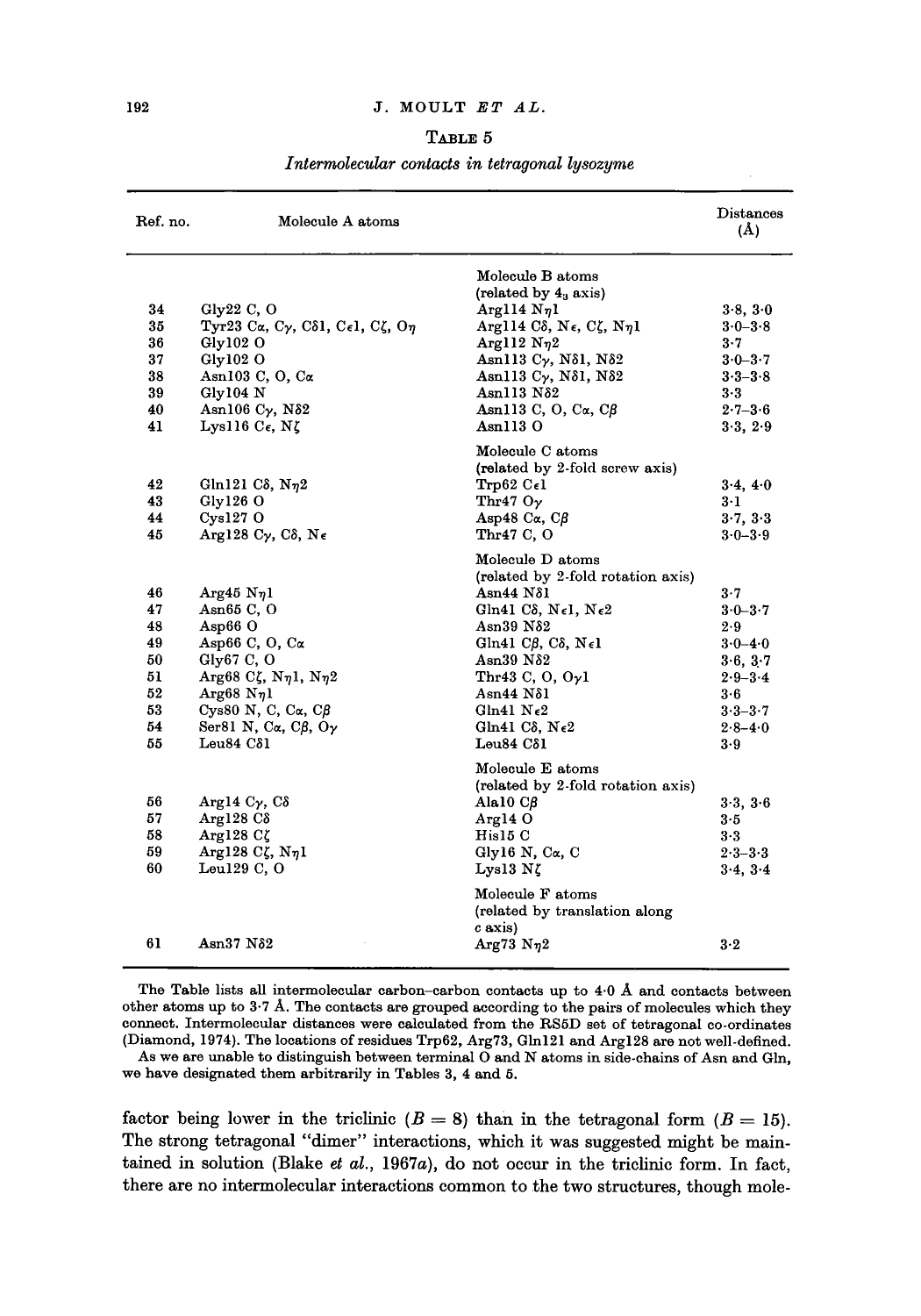TABLE 5

*Intermolecular contacts in tetragonal lysozyme*

| Ref. no. | Molecule A atoms | | Distances (Å) |
|---|---|---|---|
| | | Molecule B atoms (related by $4_3$ axis) | |
| 34 | Gly22 C, O | Arg114 Nη1 | 3·8, 3·0 |
| 35 | Tyr23 Cα, Cγ, Cδ1, Cε1, Cζ, Oη | Arg114 Cδ, Nε, Cζ, Nη1 | 3·0–3·8 |
| 36 | Gly102 O | Arg112 Nη2 | 3·7 |
| 37 | Gly102 O | Asn113 Cγ, Nδ1, Nδ2 | 3·0–3·7 |
| 38 | Asn103 C, O, Cα | Asn113 Cγ, Nδ1, Nδ2 | 3·3–3·8 |
| 39 | Gly104 N | Asn113 Nδ2 | 3·3 |
| 40 | Asn106 Cγ, Nδ2 | Asn113 C, O, Cα, Cβ | 2·7–3·6 |
| 41 | Lys116 Cε, Nζ | Asn113 O | 3·3, 2·9 |
| | | Molecule C atoms (related by 2-fold screw axis) | |
| 42 | Gln121 Cδ, Nη2 | Trp62 Cε1 | 3·4, 4·0 |
| 43 | Gly126 O | Thr47 Oγ | 3·1 |
| 44 | Cys127 O | Asp48 Cα, Cβ | 3·7, 3·3 |
| 45 | Arg128 Cγ, Cδ, Nε | Thr47 C, O | 3·0–3·9 |
| | | Molecule D atoms (related by 2-fold rotation axis) | |
| 46 | Arg45 Nη1 | Asn44 Nδ1 | 3·7 |
| 47 | Asn65 C, O | Gln41 Cδ, Nε1, Nε2 | 3·0–3·7 |
| 48 | Asp66 O | Asn39 Nδ2 | 2·9 |
| 49 | Asp66 C, O, Cα | Gln41 Cβ, Cδ, Nε1 | 3·0–4·0 |
| 50 | Gly67 C, O | Asn39 Nδ2 | 3·6, 3·7 |
| 51 | Arg68 Cζ, Nη1, Nη2 | Thr43 C, O, Oγ1 | 2·9–3·4 |
| 52 | Arg68 Nη1 | Asn44 Nδ1 | 3·6 |
| 53 | Cys80 N, C, Cα, Cβ | Gln41 Nε2 | 3·3–3·7 |
| 54 | Ser81 N, Cα, Cβ, Oγ | Gln41 Cδ, Nε2 | 2·8–4·0 |
| 55 | Leu84 Cδ1 | Leu84 Cδ1 | 3·9 |
| | | Molecule E atoms (related by 2-fold rotation axis) | |
| 56 | Arg14 Cγ, Cδ | Ala10 Cβ | 3·3, 3·6 |
| 57 | Arg128 Cδ | Arg14 O | 3·5 |
| 58 | Arg128 Cζ | His15 C | 3·3 |
| 59 | Arg128 Cζ, Nη1 | Gly16 N, Cα, C | 2·3–3·3 |
| 60 | Leu129 C, O | Lys13 Nζ | 3·4, 3·4 |
| | | Molecule F atoms (related by translation along *c* axis) | |
| 61 | Asn37 Nδ2 | Arg73 Nη2 | 3·2 |

The Table lists all intermolecular carbon–carbon contacts up to 4·0 Å and contacts between other atoms up to 3·7 Å. The contacts are grouped according to the pairs of molecules which they connect. Intermolecular distances were calculated from the RS5D set of tetragonal co-ordinates (Diamond, 1974). The locations of residues Trp62, Arg73, Gln121 and Arg128 are not well-defined.

As we are unable to distinguish between terminal O and N atoms in side-chains of Asn and Gln, we have designated them arbitrarily in Tables 3, 4 and 5.

factor being lower in the triclinic ($B = 8$) than in the tetragonal form ($B = 15$). The strong tetragonal "dimer" interactions, which it was suggested might be maintained in solution (Blake *et al.*, 1967*a*), do not occur in the triclinic form. In fact, there are no intermolecular interactions common to the two structures, though mole-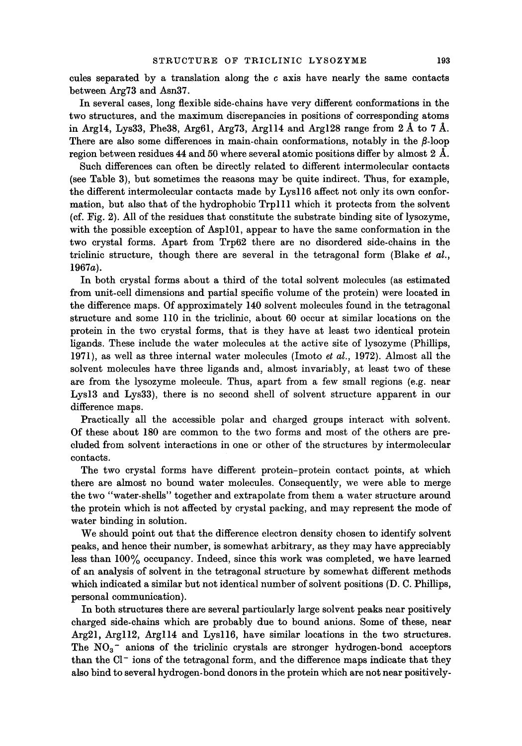cules separated by a translation along the $c$ axis have nearly the same contacts between Arg73 and Asn37.

In several cases, long flexible side-chains have very different conformations in the two structures, and the maximum discrepancies in positions of corresponding atoms in Arg14, Lys33, Phe38, Arg61, Arg73, Arg114 and Arg128 range from 2 Å to 7 Å. There are also some differences in main-chain conformations, notably in the $\beta$-loop region between residues 44 and 50 where several atomic positions differ by almost 2 Å.

Such differences can often be directly related to different intermolecular contacts (see Table 3), but sometimes the reasons may be quite indirect. Thus, for example, the different intermolecular contacts made by Lys116 affect not only its own conformation, but also that of the hydrophobic Trp111 which it protects from the solvent (cf. Fig. 2). All of the residues that constitute the substrate binding site of lysozyme, with the possible exception of Asp101, appear to have the same conformation in the two crystal forms. Apart from Trp62 there are no disordered side-chains in the triclinic structure, though there are several in the tetragonal form (Blake *et al.*, 1967*a*).

In both crystal forms about a third of the total solvent molecules (as estimated from unit-cell dimensions and partial specific volume of the protein) were located in the difference maps. Of approximately 140 solvent molecules found in the tetragonal structure and some 110 in the triclinic, about 60 occur at similar locations on the protein in the two crystal forms, that is they have at least two identical protein ligands. These include the water molecules at the active site of lysozyme (Phillips, 1971), as well as three internal water molecules (Imoto *et al.*, 1972). Almost all the solvent molecules have three ligands and, almost invariably, at least two of these are from the lysozyme molecule. Thus, apart from a few small regions (e.g. near Lys13 and Lys33), there is no second shell of solvent structure apparent in our difference maps.

Practically all the accessible polar and charged groups interact with solvent. Of these about 180 are common to the two forms and most of the others are precluded from solvent interactions in one or other of the structures by intermolecular contacts.

The two crystal forms have different protein–protein contact points, at which there are almost no bound water molecules. Consequently, we were able to merge the two "water-shells" together and extrapolate from them a water structure around the protein which is not affected by crystal packing, and may represent the mode of water binding in solution.

We should point out that the difference electron density chosen to identify solvent peaks, and hence their number, is somewhat arbitrary, as they may have appreciably less than 100% occupancy. Indeed, since this work was completed, we have learned of an analysis of solvent in the tetragonal structure by somewhat different methods which indicated a similar but not identical number of solvent positions (D. C. Phillips, personal communication).

In both structures there are several particularly large solvent peaks near positively charged side-chains which are probably due to bound anions. Some of these, near Arg21, Arg112, Arg114 and Lys116, have similar locations in the two structures. The $NO_3^-$ anions of the triclinic crystals are stronger hydrogen-bond acceptors than the $Cl^-$ ions of the tetragonal form, and the difference maps indicate that they also bind to several hydrogen-bond donors in the protein which are not near positively-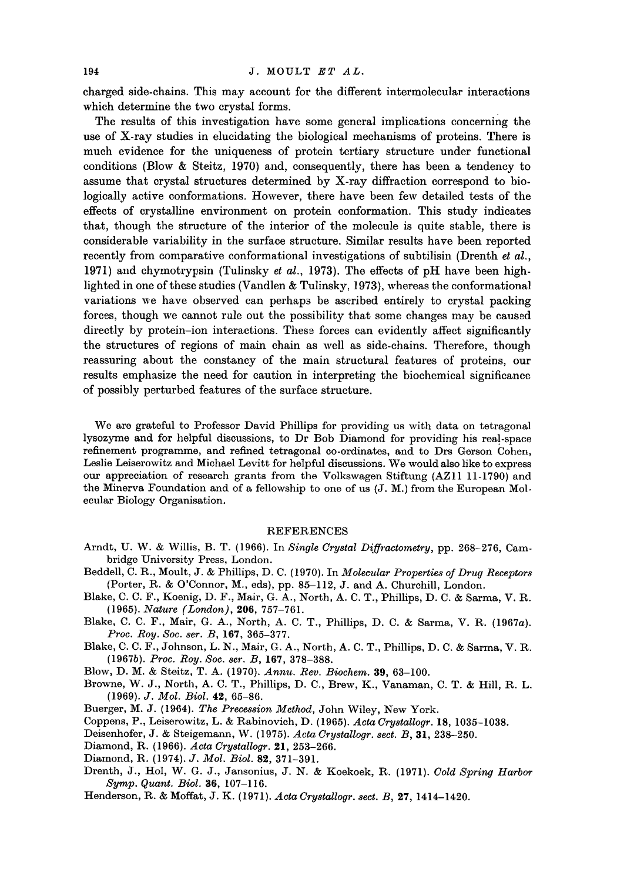charged side-chains. This may account for the different intermolecular interactions which determine the two crystal forms.

The results of this investigation have some general implications concerning the use of X-ray studies in elucidating the biological mechanisms of proteins. There is much evidence for the uniqueness of protein tertiary structure under functional conditions (Blow & Steitz, 1970) and, consequently, there has been a tendency to assume that crystal structures determined by X-ray diffraction correspond to biologically active conformations. However, there have been few detailed tests of the effects of crystalline environment on protein conformation. This study indicates that, though the structure of the interior of the molecule is quite stable, there is considerable variability in the surface structure. Similar results have been reported recently from comparative conformational investigations of subtilisin (Drenth *et al.*, 1971) and chymotrypsin (Tulinsky *et al.*, 1973). The effects of pH have been highlighted in one of these studies (Vandlen & Tulinsky, 1973), whereas the conformational variations we have observed can perhaps be ascribed entirely to crystal packing forces, though we cannot rule out the possibility that some changes may be caused directly by protein–ion interactions. These forces can evidently affect significantly the structures of regions of main chain as well as side-chains. Therefore, though reassuring about the constancy of the main structural features of proteins, our results emphasize the need for caution in interpreting the biochemical significance of possibly perturbed features of the surface structure.

We are grateful to Professor David Phillips for providing us with data on tetragonal lysozyme and for helpful discussions, to Dr Bob Diamond for providing his real-space refinement programme, and refined tetragonal co-ordinates, and to Drs Gerson Cohen, Leslie Leiserowitz and Michael Levitt for helpful discussions. We would also like to express our appreciation of research grants from the Volkswagen Stiftung (AZ11 11-1790) and the Minerva Foundation and of a fellowship to one of us (J. M.) from the European Molecular Biology Organisation.

## REFERENCES

Arndt, U. W. & Willis, B. T. (1966). In *Single Crystal Diffractometry*, pp. 268–276, Cambridge University Press, London.

Beddell, C. R., Moult, J. & Phillips, D. C. (1970). In *Molecular Properties of Drug Receptors* (Porter, R. & O'Connor, M., eds), pp. 85–112, J. and A. Churchill, London.

Blake, C. C. F., Koenig, D. F., Mair, G. A., North, A. C. T., Phillips, D. C. & Sarma, V. R. (1965). *Nature (London)*, **206**, 757–761.

Blake, C. C. F., Mair, G. A., North, A. C. T., Phillips, D. C. & Sarma, V. R. (1967*a*). *Proc. Roy. Soc. ser. B*, **167**, 365–377.

Blake, C. C. F., Johnson, L. N., Mair, G. A., North, A. C. T., Phillips, D. C. & Sarma, V. R. (1967*b*). *Proc. Roy. Soc. ser. B*, **167**, 378–388.

Blow, D. M. & Steitz, T. A. (1970). *Annu. Rev. Biochem.* **39**, 63–100.

Browne, W. J., North, A. C. T., Phillips, D. C., Brew, K., Vanaman, C. T. & Hill, R. L. (1969). *J. Mol. Biol.* **42**, 65–86.

Buerger, M. J. (1964). *The Precession Method*, John Wiley, New York.

Coppens, P., Leiserowitz, L. & Rabinovich, D. (1965). *Acta Crystallogr.* **18**, 1035–1038.

Deisenhofer, J. & Steigemann, W. (1975). *Acta Crystallogr. sect. B*, **31**, 238–250.

Diamond, R. (1966). *Acta Crystallogr.* **21**, 253–266.

Diamond, R. (1974). *J. Mol. Biol.* **82**, 371–391.

Drenth, J., Hol, W. G. J., Jansonius, J. N. & Koekoek, R. (1971). *Cold Spring Harbor Symp. Quant. Biol.* **36**, 107–116.

Henderson, R. & Moffat, J. K. (1971). *Acta Crystallogr. sect. B*, **27**, 1414–1420.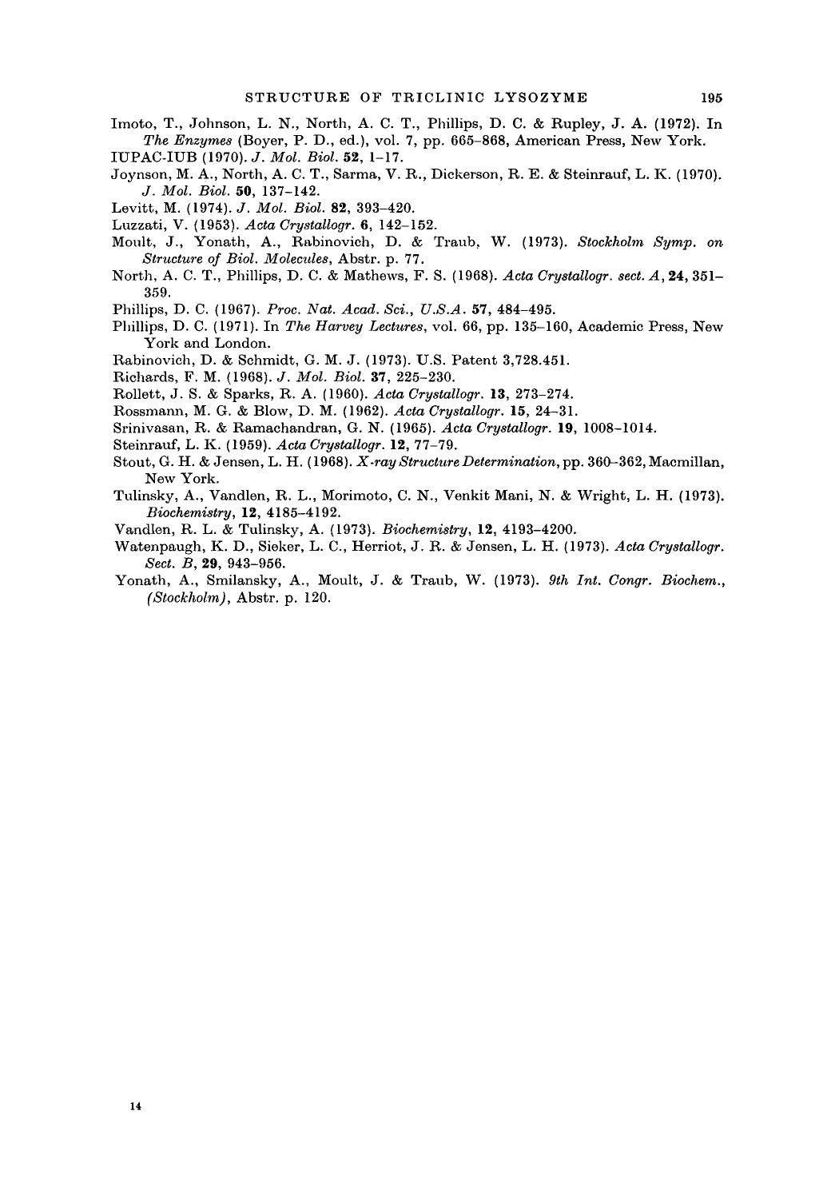Imoto, T., Johnson, L. N., North, A. C. T., Phillips, D. C. & Rupley, J. A. (1972). In *The Enzymes* (Boyer, P. D., ed.), vol. 7, pp. 665–868, American Press, New York.

IUPAC-IUB (1970). *J. Mol. Biol.* **52**, 1–17.

Joynson, M. A., North, A. C. T., Sarma, V. R., Dickerson, R. E. & Steinrauf, L. K. (1970). *J. Mol. Biol.* **50**, 137–142.

Levitt, M. (1974). *J. Mol. Biol.* **82**, 393–420.

Luzzati, V. (1953). *Acta Crystallogr.* **6**, 142–152.

Moult, J., Yonath, A., Rabinovich, D. & Traub, W. (1973). *Stockholm Symp. on Structure of Biol. Molecules*, Abstr. p. 77.

North, A. C. T., Phillips, D. C. & Mathews, F. S. (1968). *Acta Crystallogr. sect. A*, **24**, 351–359.

Phillips, D. C. (1967). *Proc. Nat. Acad. Sci., U.S.A.* **57**, 484–495.

Phillips, D. C. (1971). In *The Harvey Lectures*, vol. 66, pp. 135–160, Academic Press, New York and London.

Rabinovich, D. & Schmidt, G. M. J. (1973). U.S. Patent 3,728.451.

Richards, F. M. (1968). *J. Mol. Biol.* **37**, 225–230.

Rollett, J. S. & Sparks, R. A. (1960). *Acta Crystallogr.* **13**, 273–274.

Rossmann, M. G. & Blow, D. M. (1962). *Acta Crystallogr.* **15**, 24–31.

Srinivasan, R. & Ramachandran, G. N. (1965). *Acta Crystallogr.* **19**, 1008–1014.

Steinrauf, L. K. (1959). *Acta Crystallogr.* **12**, 77–79.

Stout, G. H. & Jensen, L. H. (1968). *X-ray Structure Determination*, pp. 360–362, Macmillan, New York.

Tulinsky, A., Vandlen, R. L., Morimoto, C. N., Venkit Mani, N. & Wright, L. H. (1973). *Biochemistry*, **12**, 4185–4192.

Vandlen, R. L. & Tulinsky, A. (1973). *Biochemistry*, **12**, 4193–4200.

Watenpaugh, K. D., Sieker, L. C., Herriot, J. R. & Jensen, L. H. (1973). *Acta Crystallogr. Sect. B*, **29**, 943–956.

Yonath, A., Smilansky, A., Moult, J. & Traub, W. (1973). *9th Int. Congr. Biochem., (Stockholm)*, Abstr. p. 120.